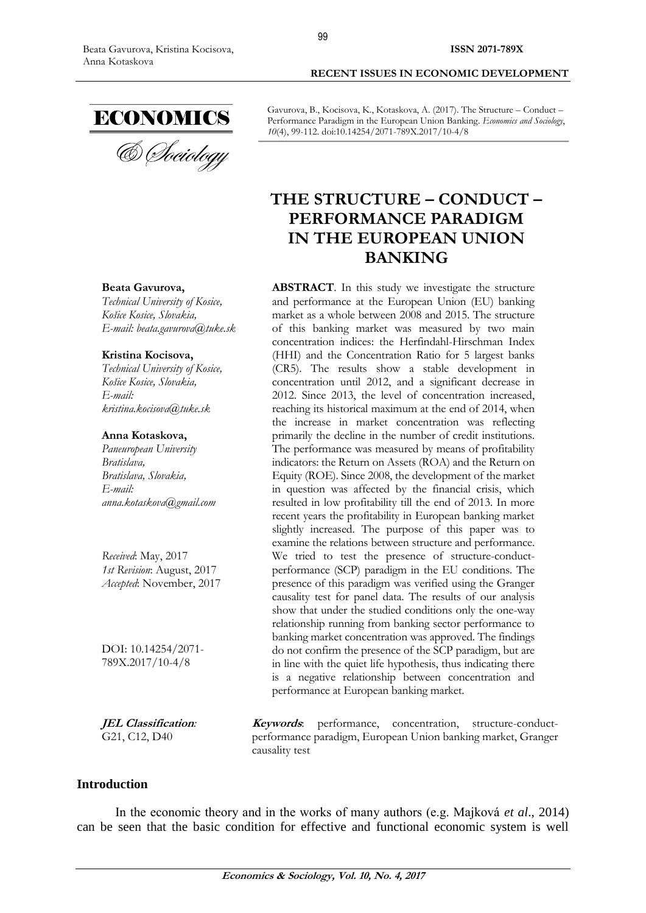Gavurova, B., Kocisova, K., Kotaskova, A. (2017). The Structure – Conduct – Performance Paradigm in the European Union Banking. *Economics and Sociology*, *10*(4), 99-112. doi:10.14254/2071-789X.2017/10-4/8

# THE STRUCTURE – CONDUCT – PERFORMANCE PARADIGM IN THE EUROPEAN UNION BANKING

**Beata Gavurova,**
*Technical University of Kosice, Košice Kosice, Slovakia,*
*E-mail: beata.gavurova@tuke.sk*

**Kristina Kocisova,**
*Technical University of Kosice, Košice Kosice, Slovakia,*
*E-mail: kristina.kocisova@tuke.sk*

**Anna Kotaskova,**
*Paneuropean University Bratislava, Bratislava, Slovakia,*
*E-mail: anna.kotaskova@gmail.com*

*Received*: May, 2017
*1st Revision*: August, 2017
*Accepted*: November, 2017

DOI: 10.14254/2071-789X.2017/10-4/8

**ABSTRACT**. In this study we investigate the structure and performance at the European Union (EU) banking market as a whole between 2008 and 2015. The structure of this banking market was measured by two main concentration indices: the Herfindahl-Hirschman Index (HHI) and the Concentration Ratio for 5 largest banks (CR5). The results show a stable development in concentration until 2012, and a significant decrease in 2012. Since 2013, the level of concentration increased, reaching its historical maximum at the end of 2014, when the increase in market concentration was reflecting primarily the decline in the number of credit institutions. The performance was measured by means of profitability indicators: the Return on Assets (ROA) and the Return on Equity (ROE). Since 2008, the development of the market in question was affected by the financial crisis, which resulted in low profitability till the end of 2013. In more recent years the profitability in European banking market slightly increased. The purpose of this paper was to examine the relations between structure and performance. We tried to test the presence of structure-conduct-performance (SCP) paradigm in the EU conditions. The presence of this paradigm was verified using the Granger causality test for panel data. The results of our analysis show that under the studied conditions only the one-way relationship running from banking sector performance to banking market concentration was approved. The findings do not confirm the presence of the SCP paradigm, but are in line with the quiet life hypothesis, thus indicating there is a negative relationship between concentration and performance at European banking market.

***JEL Classification***: G21, C12, D40

***Keywords***: performance, concentration, structure-conduct-performance paradigm, European Union banking market, Granger causality test

## Introduction

In the economic theory and in the works of many authors (e.g. Majková *et al*., 2014) can be seen that the basic condition for effective and functional economic system is well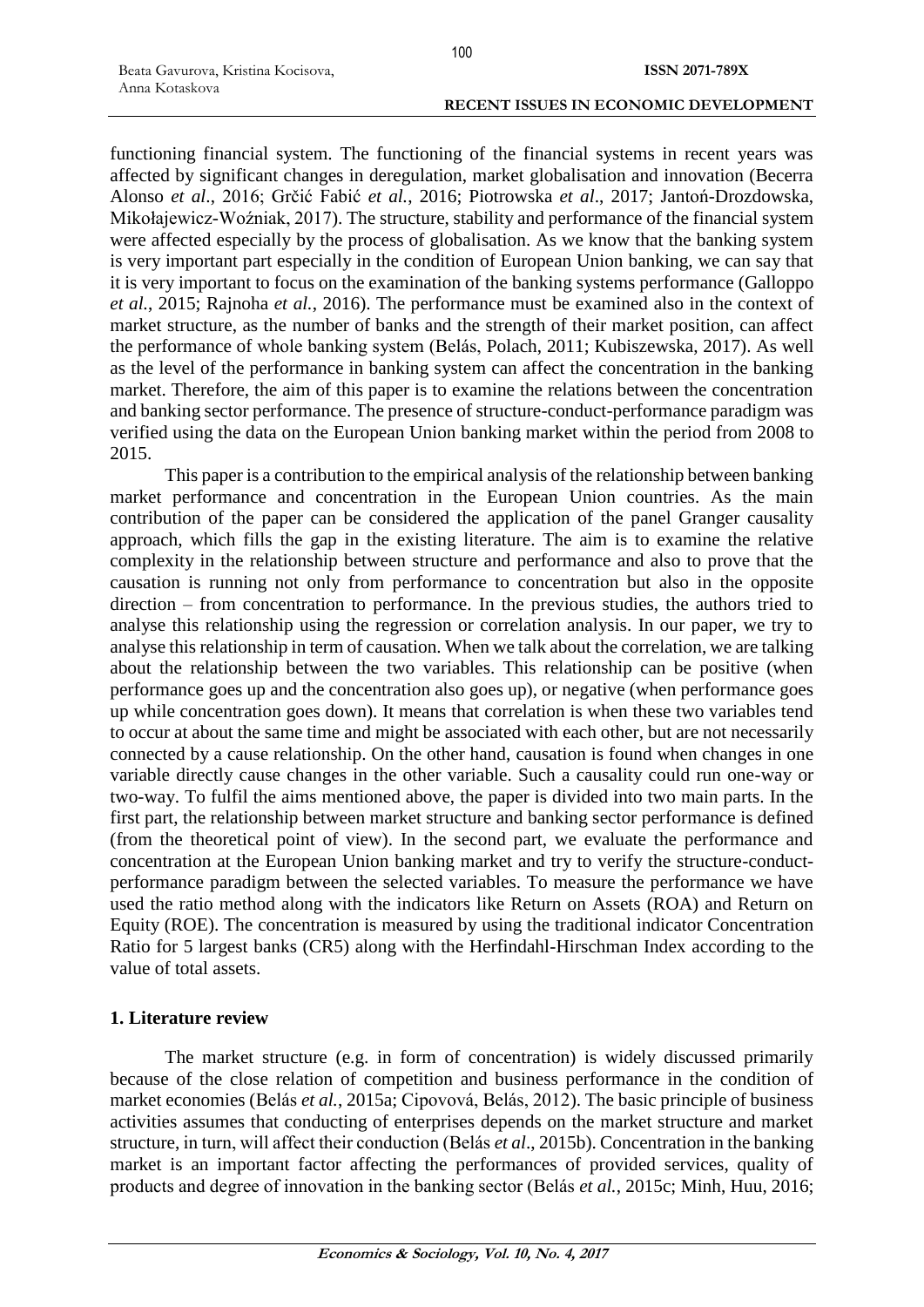functioning financial system. The functioning of the financial systems in recent years was affected by significant changes in deregulation, market globalisation and innovation (Becerra Alonso *et al*., 2016; Grčić Fabić *et al.*, 2016; Piotrowska *et al*., 2017; Jantoń-Drozdowska, Mikołajewicz-Woźniak, 2017). The structure, stability and performance of the financial system were affected especially by the process of globalisation. As we know that the banking system is very important part especially in the condition of European Union banking, we can say that it is very important to focus on the examination of the banking systems performance (Galloppo *et al.*, 2015; Rajnoha *et al.*, 2016). The performance must be examined also in the context of market structure, as the number of banks and the strength of their market position, can affect the performance of whole banking system (Belás, Polach, 2011; Kubiszewska, 2017). As well as the level of the performance in banking system can affect the concentration in the banking market. Therefore, the aim of this paper is to examine the relations between the concentration and banking sector performance. The presence of structure-conduct-performance paradigm was verified using the data on the European Union banking market within the period from 2008 to 2015.

This paper is a contribution to the empirical analysis of the relationship between banking market performance and concentration in the European Union countries. As the main contribution of the paper can be considered the application of the panel Granger causality approach, which fills the gap in the existing literature. The aim is to examine the relative complexity in the relationship between structure and performance and also to prove that the causation is running not only from performance to concentration but also in the opposite direction – from concentration to performance. In the previous studies, the authors tried to analyse this relationship using the regression or correlation analysis. In our paper, we try to analyse this relationship in term of causation. When we talk about the correlation, we are talking about the relationship between the two variables. This relationship can be positive (when performance goes up and the concentration also goes up), or negative (when performance goes up while concentration goes down). It means that correlation is when these two variables tend to occur at about the same time and might be associated with each other, but are not necessarily connected by a cause relationship. On the other hand, causation is found when changes in one variable directly cause changes in the other variable. Such a causality could run one-way or two-way. To fulfil the aims mentioned above, the paper is divided into two main parts. In the first part, the relationship between market structure and banking sector performance is defined (from the theoretical point of view). In the second part, we evaluate the performance and concentration at the European Union banking market and try to verify the structure-conduct-performance paradigm between the selected variables. To measure the performance we have used the ratio method along with the indicators like Return on Assets (ROA) and Return on Equity (ROE). The concentration is measured by using the traditional indicator Concentration Ratio for 5 largest banks (CR5) along with the Herfindahl-Hirschman Index according to the value of total assets.

## 1. Literature review

The market structure (e.g. in form of concentration) is widely discussed primarily because of the close relation of competition and business performance in the condition of market economies (Belás *et al.*, 2015a; Cipovová, Belás, 2012). The basic principle of business activities assumes that conducting of enterprises depends on the market structure and market structure, in turn, will affect their conduction (Belás *et al*., 2015b). Concentration in the banking market is an important factor affecting the performances of provided services, quality of products and degree of innovation in the banking sector (Belás *et al.*, 2015c; Minh, Huu, 2016;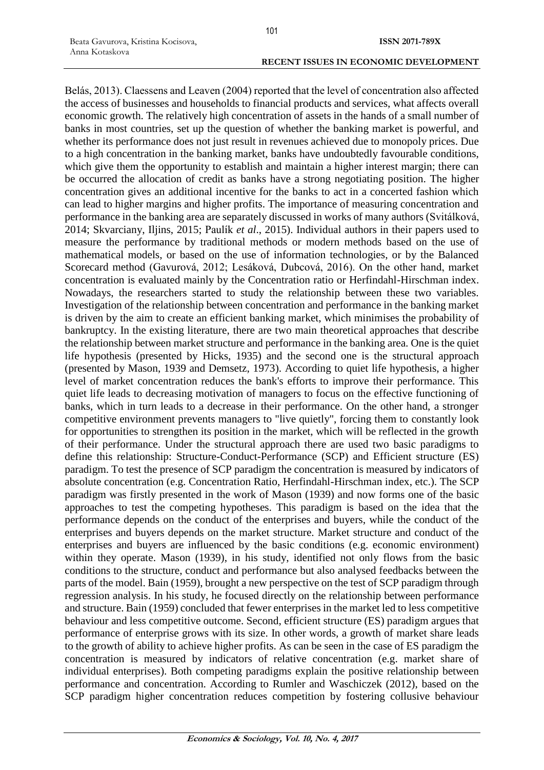Belás, 2013). Claessens and Leaven (2004) reported that the level of concentration also affected the access of businesses and households to financial products and services, what affects overall economic growth. The relatively high concentration of assets in the hands of a small number of banks in most countries, set up the question of whether the banking market is powerful, and whether its performance does not just result in revenues achieved due to monopoly prices. Due to a high concentration in the banking market, banks have undoubtedly favourable conditions, which give them the opportunity to establish and maintain a higher interest margin; there can be occurred the allocation of credit as banks have a strong negotiating position. The higher concentration gives an additional incentive for the banks to act in a concerted fashion which can lead to higher margins and higher profits. The importance of measuring concentration and performance in the banking area are separately discussed in works of many authors (Svitálková, 2014; Skvarciany, Iljins, 2015; Paulík *et al*., 2015). Individual authors in their papers used to measure the performance by traditional methods or modern methods based on the use of mathematical models, or based on the use of information technologies, or by the Balanced Scorecard method (Gavurová, 2012; Lesáková, Dubcová, 2016). On the other hand, market concentration is evaluated mainly by the Concentration ratio or Herfindahl-Hirschman index. Nowadays, the researchers started to study the relationship between these two variables. Investigation of the relationship between concentration and performance in the banking market is driven by the aim to create an efficient banking market, which minimises the probability of bankruptcy. In the existing literature, there are two main theoretical approaches that describe the relationship between market structure and performance in the banking area. One is the quiet life hypothesis (presented by Hicks, 1935) and the second one is the structural approach (presented by Mason, 1939 and Demsetz, 1973). According to quiet life hypothesis, a higher level of market concentration reduces the bank's efforts to improve their performance. This quiet life leads to decreasing motivation of managers to focus on the effective functioning of banks, which in turn leads to a decrease in their performance. On the other hand, a stronger competitive environment prevents managers to "live quietly", forcing them to constantly look for opportunities to strengthen its position in the market, which will be reflected in the growth of their performance. Under the structural approach there are used two basic paradigms to define this relationship: Structure-Conduct-Performance (SCP) and Efficient structure (ES) paradigm. To test the presence of SCP paradigm the concentration is measured by indicators of absolute concentration (e.g. Concentration Ratio, Herfindahl-Hirschman index, etc.). The SCP paradigm was firstly presented in the work of Mason (1939) and now forms one of the basic approaches to test the competing hypotheses. This paradigm is based on the idea that the performance depends on the conduct of the enterprises and buyers, while the conduct of the enterprises and buyers depends on the market structure. Market structure and conduct of the enterprises and buyers are influenced by the basic conditions (e.g. economic environment) within they operate. Mason (1939), in his study, identified not only flows from the basic conditions to the structure, conduct and performance but also analysed feedbacks between the parts of the model. Bain (1959), brought a new perspective on the test of SCP paradigm through regression analysis. In his study, he focused directly on the relationship between performance and structure. Bain (1959) concluded that fewer enterprises in the market led to less competitive behaviour and less competitive outcome. Second, efficient structure (ES) paradigm argues that performance of enterprise grows with its size. In other words, a growth of market share leads to the growth of ability to achieve higher profits. As can be seen in the case of ES paradigm the concentration is measured by indicators of relative concentration (e.g. market share of individual enterprises). Both competing paradigms explain the positive relationship between performance and concentration. According to Rumler and Waschiczek (2012), based on the SCP paradigm higher concentration reduces competition by fostering collusive behaviour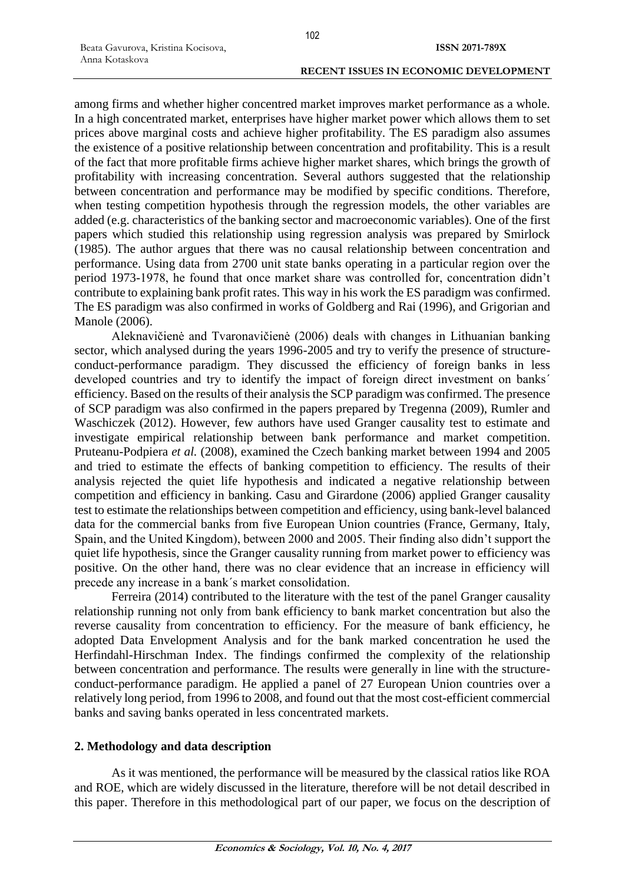among firms and whether higher concentred market improves market performance as a whole. In a high concentrated market, enterprises have higher market power which allows them to set prices above marginal costs and achieve higher profitability. The ES paradigm also assumes the existence of a positive relationship between concentration and profitability. This is a result of the fact that more profitable firms achieve higher market shares, which brings the growth of profitability with increasing concentration. Several authors suggested that the relationship between concentration and performance may be modified by specific conditions. Therefore, when testing competition hypothesis through the regression models, the other variables are added (e.g. characteristics of the banking sector and macroeconomic variables). One of the first papers which studied this relationship using regression analysis was prepared by Smirlock (1985). The author argues that there was no causal relationship between concentration and performance. Using data from 2700 unit state banks operating in a particular region over the period 1973-1978, he found that once market share was controlled for, concentration didn't contribute to explaining bank profit rates. This way in his work the ES paradigm was confirmed. The ES paradigm was also confirmed in works of Goldberg and Rai (1996), and Grigorian and Manole (2006).

Aleknavičienė and Tvaronavičienė (2006) deals with changes in Lithuanian banking sector, which analysed during the years 1996-2005 and try to verify the presence of structure-conduct-performance paradigm. They discussed the efficiency of foreign banks in less developed countries and try to identify the impact of foreign direct investment on banks´ efficiency. Based on the results of their analysis the SCP paradigm was confirmed. The presence of SCP paradigm was also confirmed in the papers prepared by Tregenna (2009), Rumler and Waschiczek (2012). However, few authors have used Granger causality test to estimate and investigate empirical relationship between bank performance and market competition. Pruteanu-Podpiera *et al.* (2008), examined the Czech banking market between 1994 and 2005 and tried to estimate the effects of banking competition to efficiency. The results of their analysis rejected the quiet life hypothesis and indicated a negative relationship between competition and efficiency in banking. Casu and Girardone (2006) applied Granger causality test to estimate the relationships between competition and efficiency, using bank-level balanced data for the commercial banks from five European Union countries (France, Germany, Italy, Spain, and the United Kingdom), between 2000 and 2005. Their finding also didn't support the quiet life hypothesis, since the Granger causality running from market power to efficiency was positive. On the other hand, there was no clear evidence that an increase in efficiency will precede any increase in a bank´s market consolidation.

Ferreira (2014) contributed to the literature with the test of the panel Granger causality relationship running not only from bank efficiency to bank market concentration but also the reverse causality from concentration to efficiency. For the measure of bank efficiency, he adopted Data Envelopment Analysis and for the bank marked concentration he used the Herfindahl-Hirschman Index. The findings confirmed the complexity of the relationship between concentration and performance. The results were generally in line with the structure-conduct-performance paradigm. He applied a panel of 27 European Union countries over a relatively long period, from 1996 to 2008, and found out that the most cost-efficient commercial banks and saving banks operated in less concentrated markets.

## 2. Methodology and data description

As it was mentioned, the performance will be measured by the classical ratios like ROA and ROE, which are widely discussed in the literature, therefore will be not detail described in this paper. Therefore in this methodological part of our paper, we focus on the description of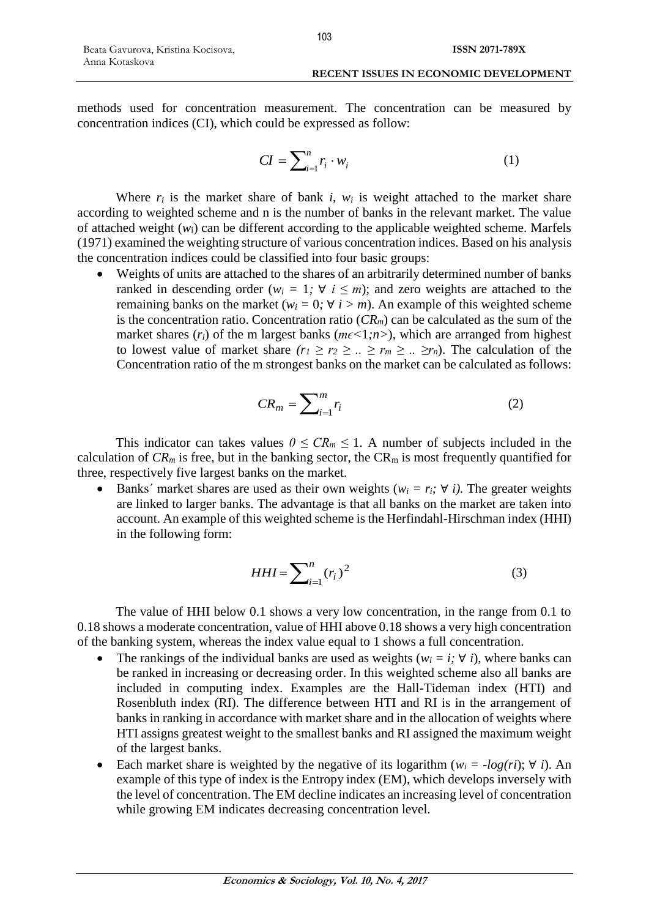methods used for concentration measurement. The concentration can be measured by concentration indices (CI), which could be expressed as follow:

$$CI = \sum_{i=1}^{n} r_i \cdot w_i \tag{1}$$

Where $r_i$ is the market share of bank $i$, $w_i$ is weight attached to the market share according to weighted scheme and n is the number of banks in the relevant market. The value of attached weight ($w_i$) can be different according to the applicable weighted scheme. Marfels (1971) examined the weighting structure of various concentration indices. Based on his analysis the concentration indices could be classified into four basic groups:

- Weights of units are attached to the shares of an arbitrarily determined number of banks ranked in descending order ($w_i = 1;\ \forall\ i \leq m$); and zero weights are attached to the remaining banks on the market ($w_i = 0;\ \forall\ i > m$). An example of this weighted scheme is the concentration ratio. Concentration ratio ($CR_m$) can be calculated as the sum of the market shares ($r_i$) of the m largest banks ($m \epsilon <1;n>$), which are arranged from highest to lowest value of market share ($r_1 \geq r_2 \geq .. \geq r_m \geq .. \geq r_n$). The calculation of the Concentration ratio of the m strongest banks on the market can be calculated as follows:

$$CR_m = \sum_{i=1}^{m} r_i \tag{2}$$

This indicator can takes values $0 \leq CR_m \leq 1$. A number of subjects included in the calculation of $CR_m$ is free, but in the banking sector, the $CR_m$ is most frequently quantified for three, respectively five largest banks on the market.

- Banks´ market shares are used as their own weights ($w_i = r_i;\ \forall\ i$). The greater weights are linked to larger banks. The advantage is that all banks on the market are taken into account. An example of this weighted scheme is the Herfindahl-Hirschman index (HHI) in the following form:

$$HHI = \sum_{i=1}^{n} (r_i)^2 \tag{3}$$

The value of HHI below 0.1 shows a very low concentration, in the range from 0.1 to 0.18 shows a moderate concentration, value of HHI above 0.18 shows a very high concentration of the banking system, whereas the index value equal to 1 shows a full concentration.

- The rankings of the individual banks are used as weights ($w_i = i;\ \forall\ i$), where banks can be ranked in increasing or decreasing order. In this weighted scheme also all banks are included in computing index. Examples are the Hall-Tideman index (HTI) and Rosenbluth index (RI). The difference between HTI and RI is in the arrangement of banks in ranking in accordance with market share and in the allocation of weights where HTI assigns greatest weight to the smallest banks and RI assigned the maximum weight of the largest banks.
- Each market share is weighted by the negative of its logarithm ($w_i = -log(ri);\ \forall\ i$). An example of this type of index is the Entropy index (EM), which develops inversely with the level of concentration. The EM decline indicates an increasing level of concentration while growing EM indicates decreasing concentration level.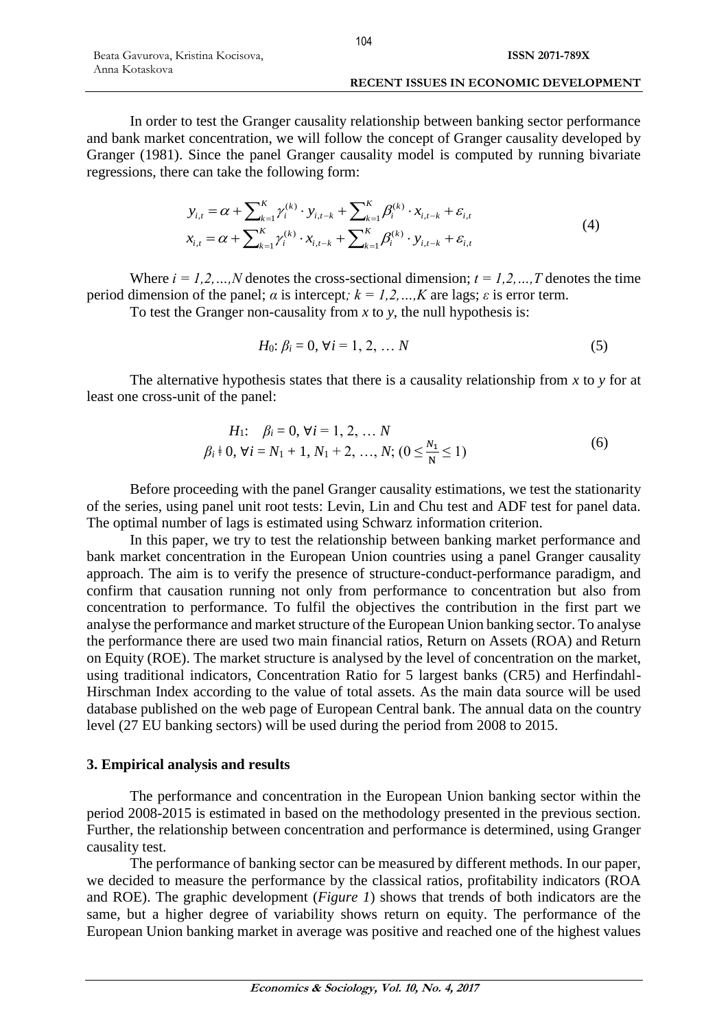In order to test the Granger causality relationship between banking sector performance and bank market concentration, we will follow the concept of Granger causality developed by Granger (1981). Since the panel Granger causality model is computed by running bivariate regressions, there can take the following form:

$$
\begin{aligned}
y_{i,t} &= \alpha + \sum_{k=1}^{K} \gamma_i^{(k)} \cdot y_{i,t-k} + \sum_{k=1}^{K} \beta_i^{(k)} \cdot x_{i,t-k} + \varepsilon_{i,t} \\
x_{i,t} &= \alpha + \sum_{k=1}^{K} \gamma_i^{(k)} \cdot x_{i,t-k} + \sum_{k=1}^{K} \beta_i^{(k)} \cdot y_{i,t-k} + \varepsilon_{i,t}
\end{aligned}
\tag{4}
$$

Where $i = 1,2,\ldots,N$ denotes the cross-sectional dimension; $t = 1,2,\ldots,T$ denotes the time period dimension of the panel; $\alpha$ is intercept; $k = 1,2,\ldots,K$ are lags; $\varepsilon$ is error term.

To test the Granger non-causality from $x$ to $y$, the null hypothesis is:

$$
H_0\colon \beta_i = 0, \forall i = 1, 2, \ldots N \tag{5}
$$

The alternative hypothesis states that there is a causality relationship from $x$ to $y$ for at least one cross-unit of the panel:

$$
\begin{aligned}
H_1\colon \quad & \beta_i = 0, \forall i = 1, 2, \ldots N \\
& \beta_i \neq 0, \forall i = N_1 + 1, N_1 + 2, \ldots, N; \left(0 \leq \frac{N_1}{N} \leq 1\right)
\end{aligned}
\tag{6}
$$

Before proceeding with the panel Granger causality estimations, we test the stationarity of the series, using panel unit root tests: Levin, Lin and Chu test and ADF test for panel data. The optimal number of lags is estimated using Schwarz information criterion.

In this paper, we try to test the relationship between banking market performance and bank market concentration in the European Union countries using a panel Granger causality approach. The aim is to verify the presence of structure-conduct-performance paradigm, and confirm that causation running not only from performance to concentration but also from concentration to performance. To fulfil the objectives the contribution in the first part we analyse the performance and market structure of the European Union banking sector. To analyse the performance there are used two main financial ratios, Return on Assets (ROA) and Return on Equity (ROE). The market structure is analysed by the level of concentration on the market, using traditional indicators, Concentration Ratio for 5 largest banks (CR5) and Herfindahl-Hirschman Index according to the value of total assets. As the main data source will be used database published on the web page of European Central bank. The annual data on the country level (27 EU banking sectors) will be used during the period from 2008 to 2015.

## 3. Empirical analysis and results

The performance and concentration in the European Union banking sector within the period 2008-2015 is estimated in based on the methodology presented in the previous section. Further, the relationship between concentration and performance is determined, using Granger causality test.

The performance of banking sector can be measured by different methods. In our paper, we decided to measure the performance by the classical ratios, profitability indicators (ROA and ROE). The graphic development (*Figure 1*) shows that trends of both indicators are the same, but a higher degree of variability shows return on equity. The performance of the European Union banking market in average was positive and reached one of the highest values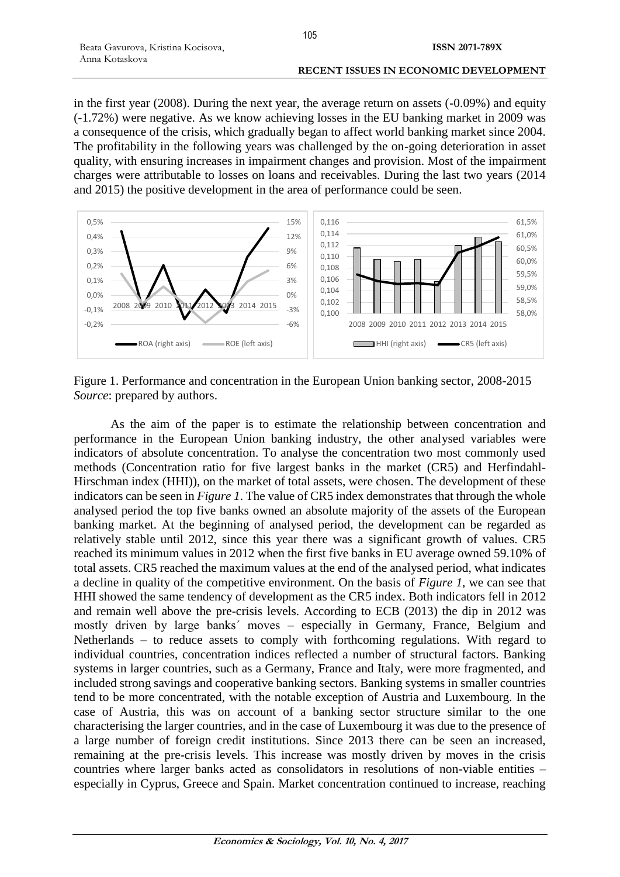in the first year (2008). During the next year, the average return on assets (-0.09%) and equity (-1.72%) were negative. As we know achieving losses in the EU banking market in 2009 was a consequence of the crisis, which gradually began to affect world banking market since 2004. The profitability in the following years was challenged by the on-going deterioration in asset quality, with ensuring increases in impairment changes and provision. Most of the impairment charges were attributable to losses on loans and receivables. During the last two years (2014 and 2015) the positive development in the area of performance could be seen.

Figure 1. Performance and concentration in the European Union banking sector, 2008-2015
*Source*: prepared by authors.

As the aim of the paper is to estimate the relationship between concentration and performance in the European Union banking industry, the other analysed variables were indicators of absolute concentration. To analyse the concentration two most commonly used methods (Concentration ratio for five largest banks in the market (CR5) and Herfindahl-Hirschman index (HHI)), on the market of total assets, were chosen. The development of these indicators can be seen in *Figure 1*. The value of CR5 index demonstrates that through the whole analysed period the top five banks owned an absolute majority of the assets of the European banking market. At the beginning of analysed period, the development can be regarded as relatively stable until 2012, since this year there was a significant growth of values. CR5 reached its minimum values in 2012 when the first five banks in EU average owned 59.10% of total assets. CR5 reached the maximum values at the end of the analysed period, what indicates a decline in quality of the competitive environment. On the basis of *Figure 1*, we can see that HHI showed the same tendency of development as the CR5 index. Both indicators fell in 2012 and remain well above the pre-crisis levels. According to ECB (2013) the dip in 2012 was mostly driven by large banks´ moves – especially in Germany, France, Belgium and Netherlands – to reduce assets to comply with forthcoming regulations. With regard to individual countries, concentration indices reflected a number of structural factors. Banking systems in larger countries, such as a Germany, France and Italy, were more fragmented, and included strong savings and cooperative banking sectors. Banking systems in smaller countries tend to be more concentrated, with the notable exception of Austria and Luxembourg. In the case of Austria, this was on account of a banking sector structure similar to the one characterising the larger countries, and in the case of Luxembourg it was due to the presence of a large number of foreign credit institutions. Since 2013 there can be seen an increased, remaining at the pre-crisis levels. This increase was mostly driven by moves in the crisis countries where larger banks acted as consolidators in resolutions of non-viable entities – especially in Cyprus, Greece and Spain. Market concentration continued to increase, reaching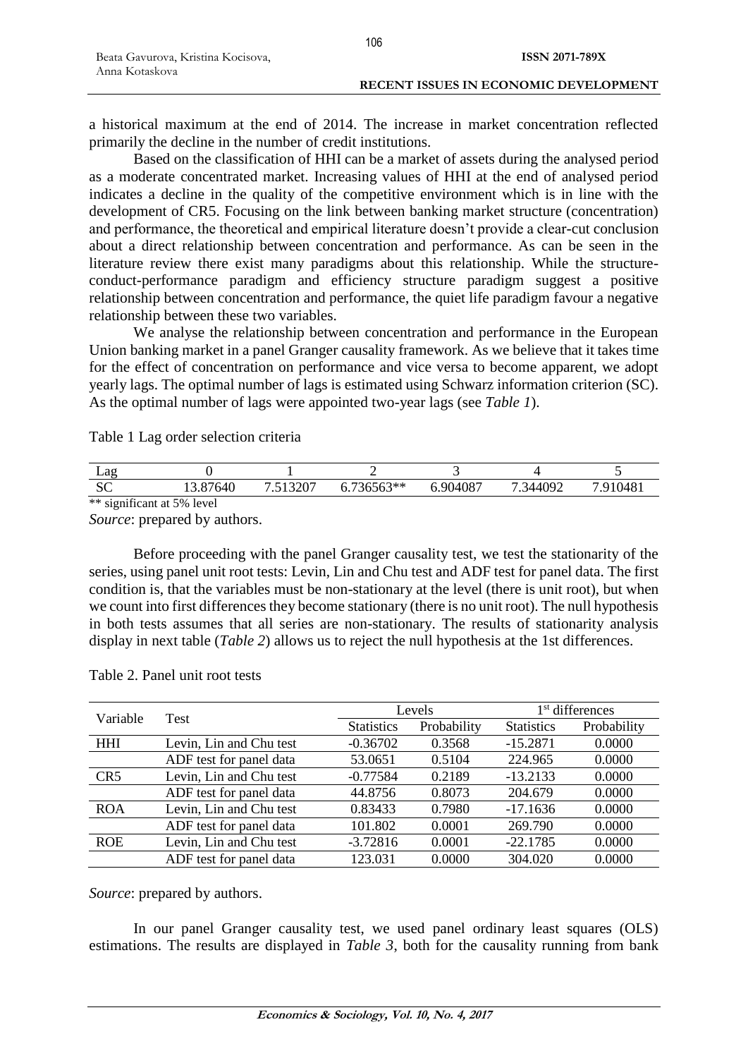a historical maximum at the end of 2014. The increase in market concentration reflected primarily the decline in the number of credit institutions.

Based on the classification of HHI can be a market of assets during the analysed period as a moderate concentrated market. Increasing values of HHI at the end of analysed period indicates a decline in the quality of the competitive environment which is in line with the development of CR5. Focusing on the link between banking market structure (concentration) and performance, the theoretical and empirical literature doesn't provide a clear-cut conclusion about a direct relationship between concentration and performance. As can be seen in the literature review there exist many paradigms about this relationship. While the structure-conduct-performance paradigm and efficiency structure paradigm suggest a positive relationship between concentration and performance, the quiet life paradigm favour a negative relationship between these two variables.

We analyse the relationship between concentration and performance in the European Union banking market in a panel Granger causality framework. As we believe that it takes time for the effect of concentration on performance and vice versa to become apparent, we adopt yearly lags. The optimal number of lags is estimated using Schwarz information criterion (SC). As the optimal number of lags were appointed two-year lags (see *Table 1*).

Table 1 Lag order selection criteria

| Lag | 0 | 1 | 2 | 3 | 4 | 5 |
|---|---|---|---|---|---|---|
| SC | 13.87640 | 7.513207 | 6.736563** | 6.904087 | 7.344092 | 7.910481 |

** significant at 5% level

*Source*: prepared by authors.

Before proceeding with the panel Granger causality test, we test the stationarity of the series, using panel unit root tests: Levin, Lin and Chu test and ADF test for panel data. The first condition is, that the variables must be non-stationary at the level (there is unit root), but when we count into first differences they become stationary (there is no unit root). The null hypothesis in both tests assumes that all series are non-stationary. The results of stationarity analysis display in next table (*Table 2*) allows us to reject the null hypothesis at the 1st differences.

Table 2. Panel unit root tests

| Variable | Test | Levels | | 1st differences | |
|---|---|---|---|---|---|
| | | Statistics | Probability | Statistics | Probability |
| HHI | Levin, Lin and Chu test | -0.36702 | 0.3568 | -15.2871 | 0.0000 |
| | ADF test for panel data | 53.0651 | 0.5104 | 224.965 | 0.0000 |
| CR5 | Levin, Lin and Chu test | -0.77584 | 0.2189 | -13.2133 | 0.0000 |
| | ADF test for panel data | 44.8756 | 0.8073 | 204.679 | 0.0000 |
| ROA | Levin, Lin and Chu test | 0.83433 | 0.7980 | -17.1636 | 0.0000 |
| | ADF test for panel data | 101.802 | 0.0001 | 269.790 | 0.0000 |
| ROE | Levin, Lin and Chu test | -3.72816 | 0.0001 | -22.1785 | 0.0000 |
| | ADF test for panel data | 123.031 | 0.0000 | 304.020 | 0.0000 |

*Source*: prepared by authors.

In our panel Granger causality test, we used panel ordinary least squares (OLS) estimations. The results are displayed in *Table 3*, both for the causality running from bank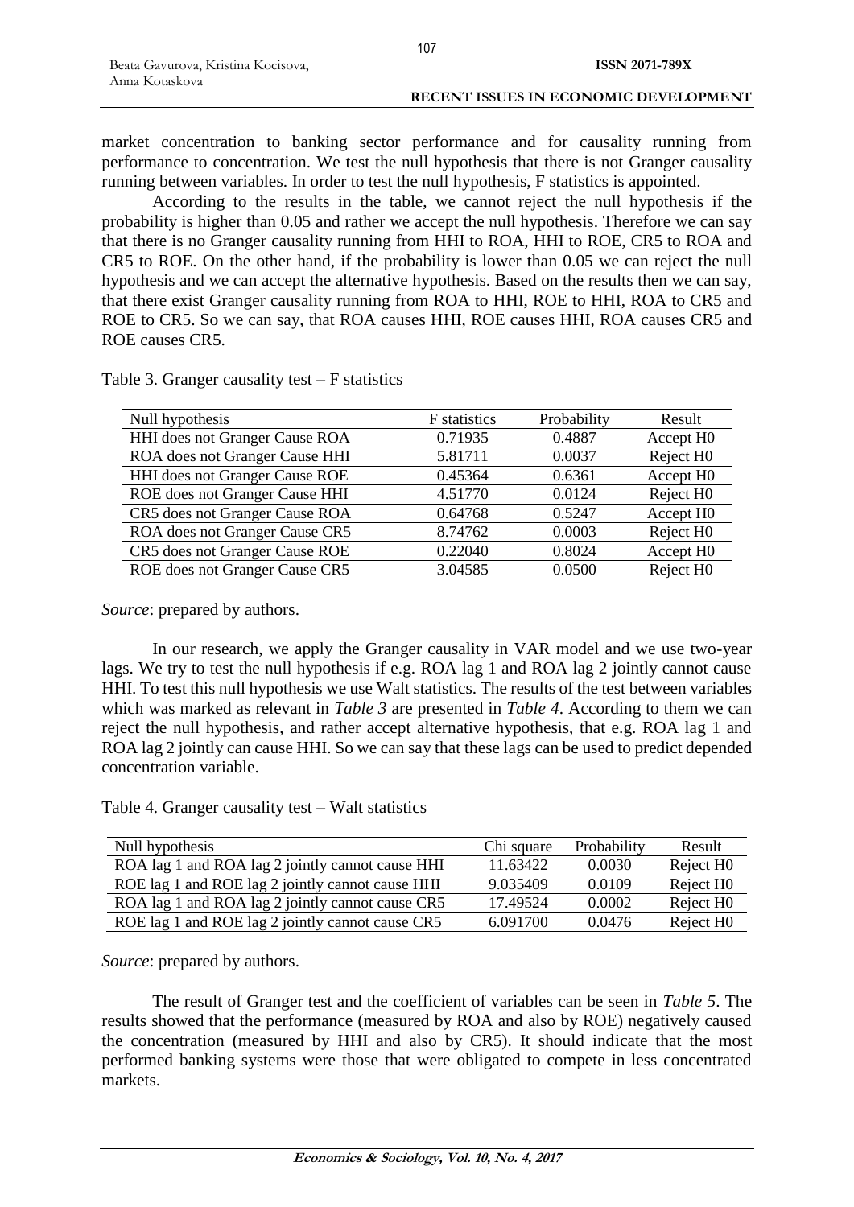market concentration to banking sector performance and for causality running from performance to concentration. We test the null hypothesis that there is not Granger causality running between variables. In order to test the null hypothesis, F statistics is appointed.

According to the results in the table, we cannot reject the null hypothesis if the probability is higher than 0.05 and rather we accept the null hypothesis. Therefore we can say that there is no Granger causality running from HHI to ROA, HHI to ROE, CR5 to ROA and CR5 to ROE. On the other hand, if the probability is lower than 0.05 we can reject the null hypothesis and we can accept the alternative hypothesis. Based on the results then we can say, that there exist Granger causality running from ROA to HHI, ROE to HHI, ROA to CR5 and ROE to CR5. So we can say, that ROA causes HHI, ROE causes HHI, ROA causes CR5 and ROE causes CR5.

Table 3. Granger causality test – F statistics

| Null hypothesis | F statistics | Probability | Result |
|---|---|---|---|
| HHI does not Granger Cause ROA | 0.71935 | 0.4887 | Accept H0 |
| ROA does not Granger Cause HHI | 5.81711 | 0.0037 | Reject H0 |
| HHI does not Granger Cause ROE | 0.45364 | 0.6361 | Accept H0 |
| ROE does not Granger Cause HHI | 4.51770 | 0.0124 | Reject H0 |
| CR5 does not Granger Cause ROA | 0.64768 | 0.5247 | Accept H0 |
| ROA does not Granger Cause CR5 | 8.74762 | 0.0003 | Reject H0 |
| CR5 does not Granger Cause ROE | 0.22040 | 0.8024 | Accept H0 |
| ROE does not Granger Cause CR5 | 3.04585 | 0.0500 | Reject H0 |

*Source*: prepared by authors.

In our research, we apply the Granger causality in VAR model and we use two-year lags. We try to test the null hypothesis if e.g. ROA lag 1 and ROA lag 2 jointly cannot cause HHI. To test this null hypothesis we use Walt statistics. The results of the test between variables which was marked as relevant in *Table 3* are presented in *Table 4*. According to them we can reject the null hypothesis, and rather accept alternative hypothesis, that e.g. ROA lag 1 and ROA lag 2 jointly can cause HHI. So we can say that these lags can be used to predict depended concentration variable.

Table 4. Granger causality test – Walt statistics

| Null hypothesis | Chi square | Probability | Result |
|---|---|---|---|
| ROA lag 1 and ROA lag 2 jointly cannot cause HHI | 11.63422 | 0.0030 | Reject H0 |
| ROE lag 1 and ROE lag 2 jointly cannot cause HHI | 9.035409 | 0.0109 | Reject H0 |
| ROA lag 1 and ROA lag 2 jointly cannot cause CR5 | 17.49524 | 0.0002 | Reject H0 |
| ROE lag 1 and ROE lag 2 jointly cannot cause CR5 | 6.091700 | 0.0476 | Reject H0 |

*Source*: prepared by authors.

The result of Granger test and the coefficient of variables can be seen in *Table 5*. The results showed that the performance (measured by ROA and also by ROE) negatively caused the concentration (measured by HHI and also by CR5). It should indicate that the most performed banking systems were those that were obligated to compete in less concentrated markets.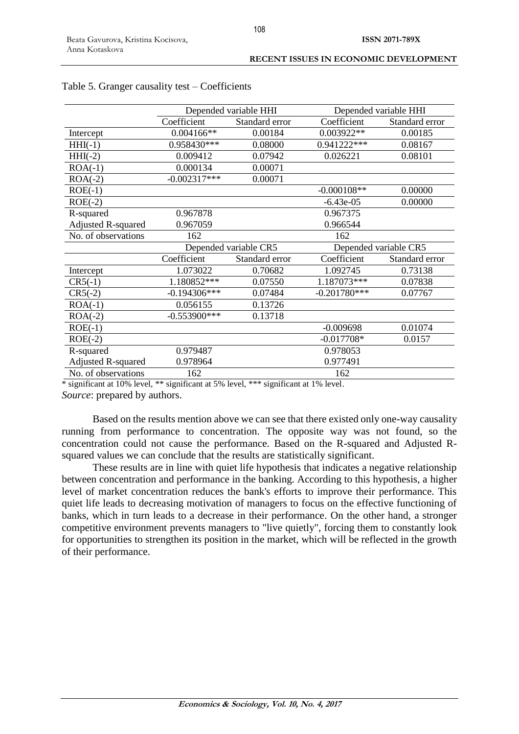Table 5. Granger causality test – Coefficients

| | Depended variable HHI | | Depended variable HHI | |
|---|---|---|---|---|
| | Coefficient | Standard error | Coefficient | Standard error |
| Intercept | 0.004166** | 0.00184 | 0.003922** | 0.00185 |
| HHI(-1) | 0.958430*** | 0.08000 | 0.941222*** | 0.08167 |
| HHI(-2) | 0.009412 | 0.07942 | 0.026221 | 0.08101 |
| ROA(-1) | 0.000134 | 0.00071 | | |
| ROA(-2) | -0.002317*** | 0.00071 | | |
| ROE(-1) | | | -0.000108** | 0.00000 |
| ROE(-2) | | | -6.43e-05 | 0.00000 |
| R-squared | 0.967878 | | 0.967375 | |
| Adjusted R-squared | 0.967059 | | 0.966544 | |
| No. of observations | 162 | | 162 | |
| | Depended variable CR5 | | Depended variable CR5 | |
| | Coefficient | Standard error | Coefficient | Standard error |
| Intercept | 1.073022 | 0.70682 | 1.092745 | 0.73138 |
| CR5(-1) | 1.180852*** | 0.07550 | 1.187073*** | 0.07838 |
| CR5(-2) | -0.194306*** | 0.07484 | -0.201780*** | 0.07767 |
| ROA(-1) | 0.056155 | 0.13726 | | |
| ROA(-2) | -0.553900*** | 0.13718 | | |
| ROE(-1) | | | -0.009698 | 0.01074 |
| ROE(-2) | | | -0.017708* | 0.0157 |
| R-squared | 0.979487 | | 0.978053 | |
| Adjusted R-squared | 0.978964 | | 0.977491 | |
| No. of observations | 162 | | 162 | |

* significant at 10% level, ** significant at 5% level, *** significant at 1% level.

*Source*: prepared by authors.

Based on the results mention above we can see that there existed only one-way causality running from performance to concentration. The opposite way was not found, so the concentration could not cause the performance. Based on the R-squared and Adjusted R-squared values we can conclude that the results are statistically significant.

These results are in line with quiet life hypothesis that indicates a negative relationship between concentration and performance in the banking. According to this hypothesis, a higher level of market concentration reduces the bank's efforts to improve their performance. This quiet life leads to decreasing motivation of managers to focus on the effective functioning of banks, which in turn leads to a decrease in their performance. On the other hand, a stronger competitive environment prevents managers to "live quietly", forcing them to constantly look for opportunities to strengthen its position in the market, which will be reflected in the growth of their performance.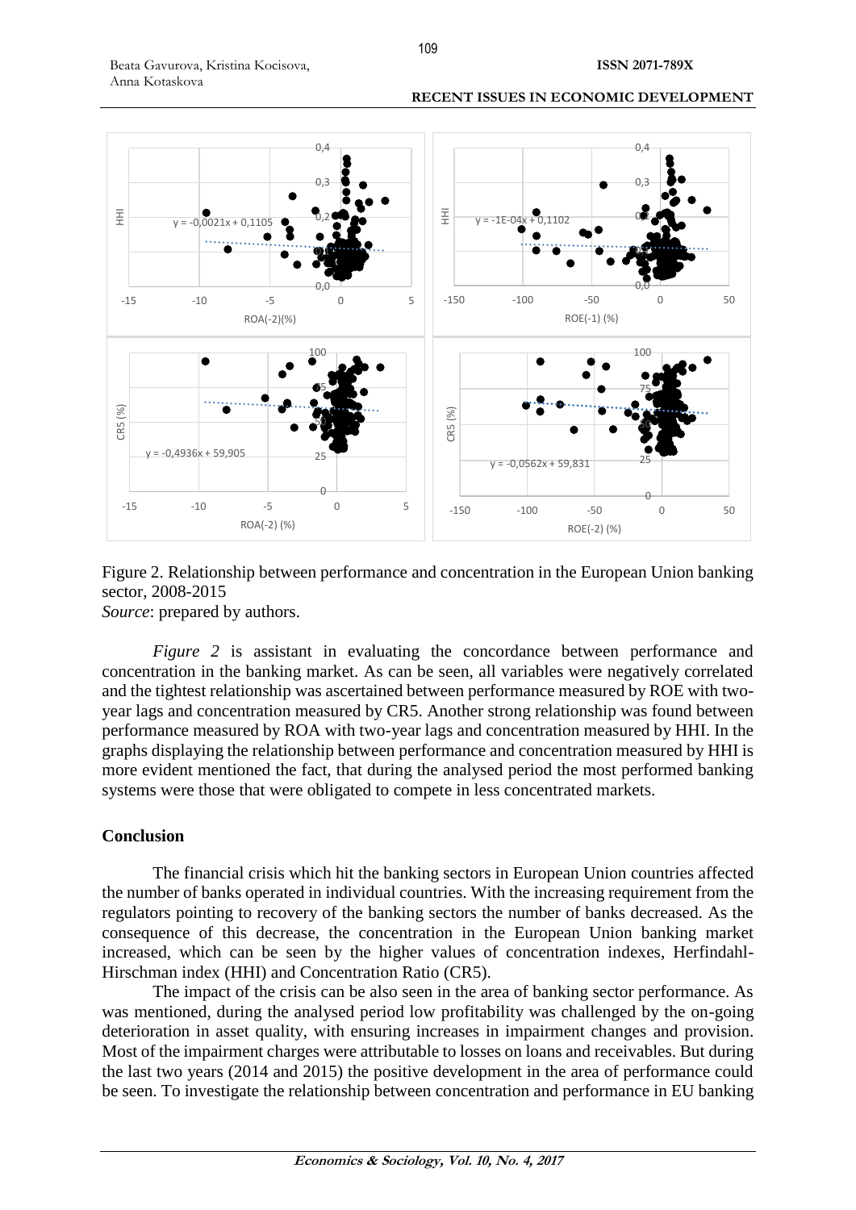Figure 2. Relationship between performance and concentration in the European Union banking sector, 2008-2015

*Source*: prepared by authors.

*Figure 2* is assistant in evaluating the concordance between performance and concentration in the banking market. As can be seen, all variables were negatively correlated and the tightest relationship was ascertained between performance measured by ROE with two-year lags and concentration measured by CR5. Another strong relationship was found between performance measured by ROA with two-year lags and concentration measured by HHI. In the graphs displaying the relationship between performance and concentration measured by HHI is more evident mentioned the fact, that during the analysed period the most performed banking systems were those that were obligated to compete in less concentrated markets.

## Conclusion

The financial crisis which hit the banking sectors in European Union countries affected the number of banks operated in individual countries. With the increasing requirement from the regulators pointing to recovery of the banking sectors the number of banks decreased. As the consequence of this decrease, the concentration in the European Union banking market increased, which can be seen by the higher values of concentration indexes, Herfindahl-Hirschman index (HHI) and Concentration Ratio (CR5).

The impact of the crisis can be also seen in the area of banking sector performance. As was mentioned, during the analysed period low profitability was challenged by the on-going deterioration in asset quality, with ensuring increases in impairment changes and provision. Most of the impairment charges were attributable to losses on loans and receivables. But during the last two years (2014 and 2015) the positive development in the area of performance could be seen. To investigate the relationship between concentration and performance in EU banking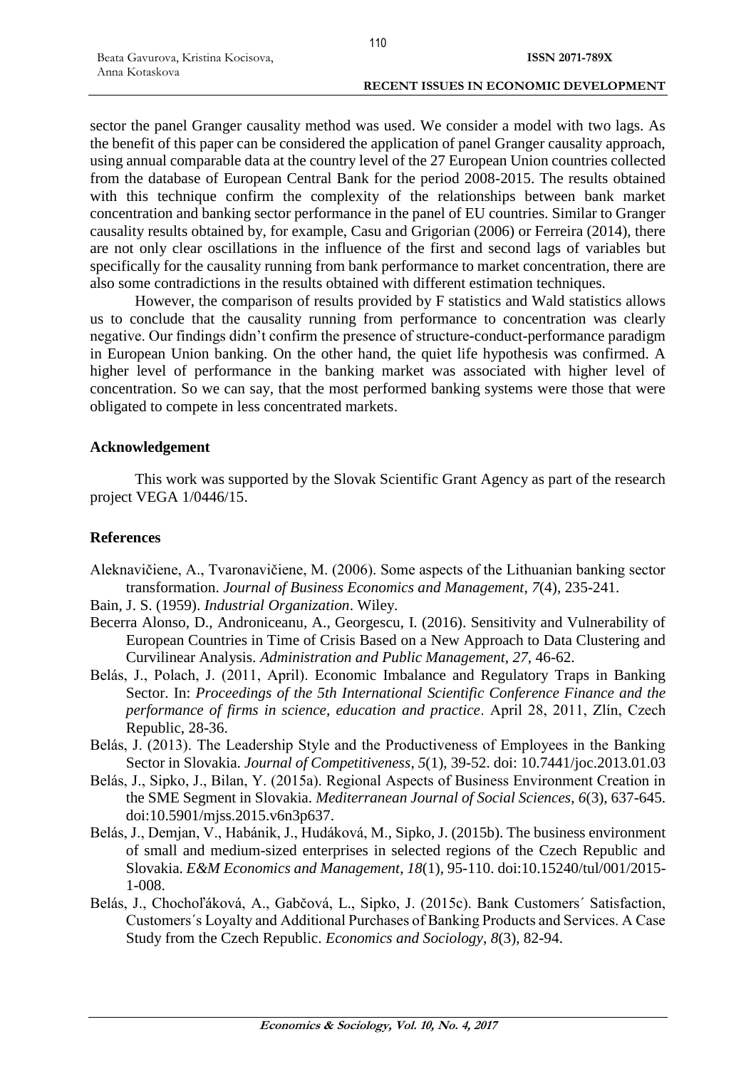sector the panel Granger causality method was used. We consider a model with two lags. As the benefit of this paper can be considered the application of panel Granger causality approach, using annual comparable data at the country level of the 27 European Union countries collected from the database of European Central Bank for the period 2008-2015. The results obtained with this technique confirm the complexity of the relationships between bank market concentration and banking sector performance in the panel of EU countries. Similar to Granger causality results obtained by, for example, Casu and Grigorian (2006) or Ferreira (2014), there are not only clear oscillations in the influence of the first and second lags of variables but specifically for the causality running from bank performance to market concentration, there are also some contradictions in the results obtained with different estimation techniques.

However, the comparison of results provided by F statistics and Wald statistics allows us to conclude that the causality running from performance to concentration was clearly negative. Our findings didn't confirm the presence of structure-conduct-performance paradigm in European Union banking. On the other hand, the quiet life hypothesis was confirmed. A higher level of performance in the banking market was associated with higher level of concentration. So we can say, that the most performed banking systems were those that were obligated to compete in less concentrated markets.

## Acknowledgement

This work was supported by the Slovak Scientific Grant Agency as part of the research project VEGA 1/0446/15.

## References

Aleknavičiene, A., Tvaronavičiene, M. (2006). Some aspects of the Lithuanian banking sector transformation. *Journal of Business Economics and Management*, *7*(4), 235-241.

Bain, J. S. (1959). *Industrial Organization*. Wiley.

Becerra Alonso, D., Androniceanu, A., Georgescu, I. (2016). Sensitivity and Vulnerability of European Countries in Time of Crisis Based on a New Approach to Data Clustering and Curvilinear Analysis. *Administration and Public Management*, *27*, 46-62.

Belás, J., Polach, J. (2011, April). Economic Imbalance and Regulatory Traps in Banking Sector. In: *Proceedings of the 5th International Scientific Conference Finance and the performance of firms in science, education and practice*. April 28, 2011, Zlín, Czech Republic, 28-36.

Belás, J. (2013). The Leadership Style and the Productiveness of Employees in the Banking Sector in Slovakia. *Journal of Competitiveness*, *5*(1), 39-52. doi: 10.7441/joc.2013.01.03

Belás, J., Sipko, J., Bilan, Y. (2015a). Regional Aspects of Business Environment Creation in the SME Segment in Slovakia. *Mediterranean Journal of Social Sciences*, *6*(3), 637-645. doi:10.5901/mjss.2015.v6n3p637.

Belás, J., Demjan, V., Habánik, J., Hudáková, M., Sipko, J. (2015b). The business environment of small and medium-sized enterprises in selected regions of the Czech Republic and Slovakia. *E&M Economics and Management*, *18*(1), 95-110. doi:10.15240/tul/001/2015-1-008.

Belás, J., Chochoľáková, A., Gabčová, L., Sipko, J. (2015c). Bank Customers´ Satisfaction, Customers´s Loyalty and Additional Purchases of Banking Products and Services. A Case Study from the Czech Republic. *Economics and Sociology*, *8*(3), 82-94.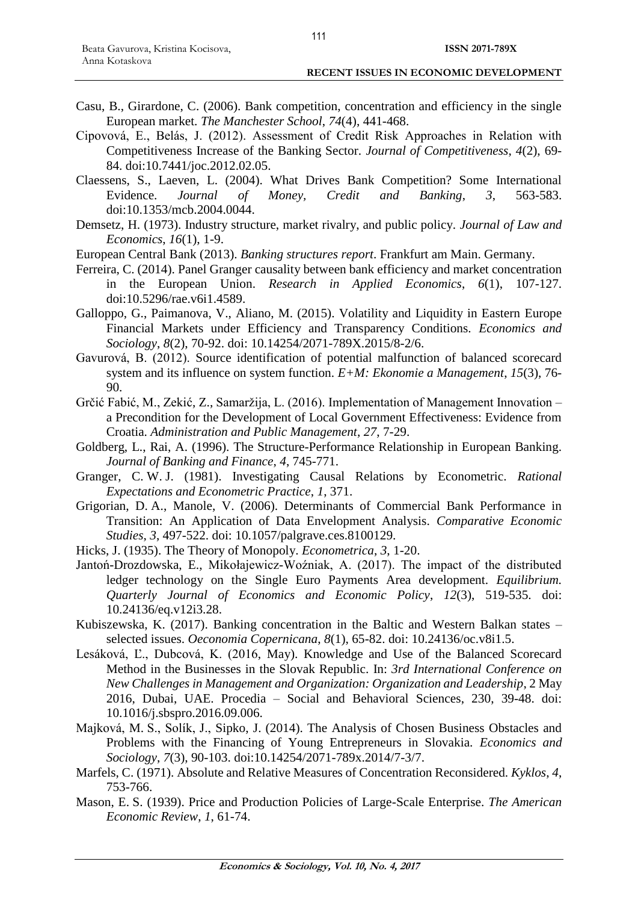Casu, B., Girardone, C. (2006). Bank competition, concentration and efficiency in the single European market. *The Manchester School*, *74*(4), 441-468.

Cipovová, E., Belás, J. (2012). Assessment of Credit Risk Approaches in Relation with Competitiveness Increase of the Banking Sector. *Journal of Competitiveness*, *4*(2), 69-84. doi:10.7441/joc.2012.02.05.

Claessens, S., Laeven, L. (2004). What Drives Bank Competition? Some International Evidence. *Journal of Money, Credit and Banking*, *3*, 563-583. doi:10.1353/mcb.2004.0044.

Demsetz, H. (1973). Industry structure, market rivalry, and public policy. *Journal of Law and Economics*, *16*(1), 1-9.

European Central Bank (2013). *Banking structures report*. Frankfurt am Main. Germany.

Ferreira, C. (2014). Panel Granger causality between bank efficiency and market concentration in the European Union. *Research in Applied Economics*, *6*(1), 107-127. doi:10.5296/rae.v6i1.4589.

Galloppo, G., Paimanova, V., Aliano, M. (2015). Volatility and Liquidity in Eastern Europe Financial Markets under Efficiency and Transparency Conditions. *Economics and Sociology*, *8*(2), 70-92. doi: 10.14254/2071-789X.2015/8-2/6.

Gavurová, B. (2012). Source identification of potential malfunction of balanced scorecard system and its influence on system function. *E+M: Ekonomie a Management*, *15*(3), 76-90.

Grčić Fabić, M., Zekić, Z., Samaržija, L. (2016). Implementation of Management Innovation – a Precondition for the Development of Local Government Effectiveness: Evidence from Croatia. *Administration and Public Management*, *27*, 7-29.

Goldberg, L., Rai, A. (1996). The Structure-Performance Relationship in European Banking. *Journal of Banking and Finance*, *4*, 745-771.

Granger, C. W. J. (1981). Investigating Causal Relations by Econometric. *Rational Expectations and Econometric Practice*, *1*, 371.

Grigorian, D. A., Manole, V. (2006). Determinants of Commercial Bank Performance in Transition: An Application of Data Envelopment Analysis. *Comparative Economic Studies*, *3*, 497-522. doi: 10.1057/palgrave.ces.8100129.

Hicks, J. (1935). The Theory of Monopoly. *Econometrica*, *3*, 1-20.

Jantoń-Drozdowska, E., Mikołajewicz-Woźniak, A. (2017). The impact of the distributed ledger technology on the Single Euro Payments Area development. *Equilibrium. Quarterly Journal of Economics and Economic Policy*, *12*(3), 519-535. doi: 10.24136/eq.v12i3.28.

Kubiszewska, K. (2017). Banking concentration in the Baltic and Western Balkan states – selected issues. *Oeconomia Copernicana*, *8*(1), 65-82. doi: 10.24136/oc.v8i1.5.

Lesáková, Ľ., Dubcová, K. (2016, May). Knowledge and Use of the Balanced Scorecard Method in the Businesses in the Slovak Republic. In: *3rd International Conference on New Challenges in Management and Organization: Organization and Leadership*, 2 May 2016, Dubai, UAE. Procedia – Social and Behavioral Sciences, 230, 39-48. doi: 10.1016/j.sbspro.2016.09.006.

Majková, M. S., Solík, J., Sipko, J. (2014). The Analysis of Chosen Business Obstacles and Problems with the Financing of Young Entrepreneurs in Slovakia. *Economics and Sociology*, *7*(3), 90-103. doi:10.14254/2071-789x.2014/7-3/7.

Marfels, C. (1971). Absolute and Relative Measures of Concentration Reconsidered. *Kyklos*, *4*, 753-766.

Mason, E. S. (1939). Price and Production Policies of Large-Scale Enterprise. *The American Economic Review*, *1*, 61-74.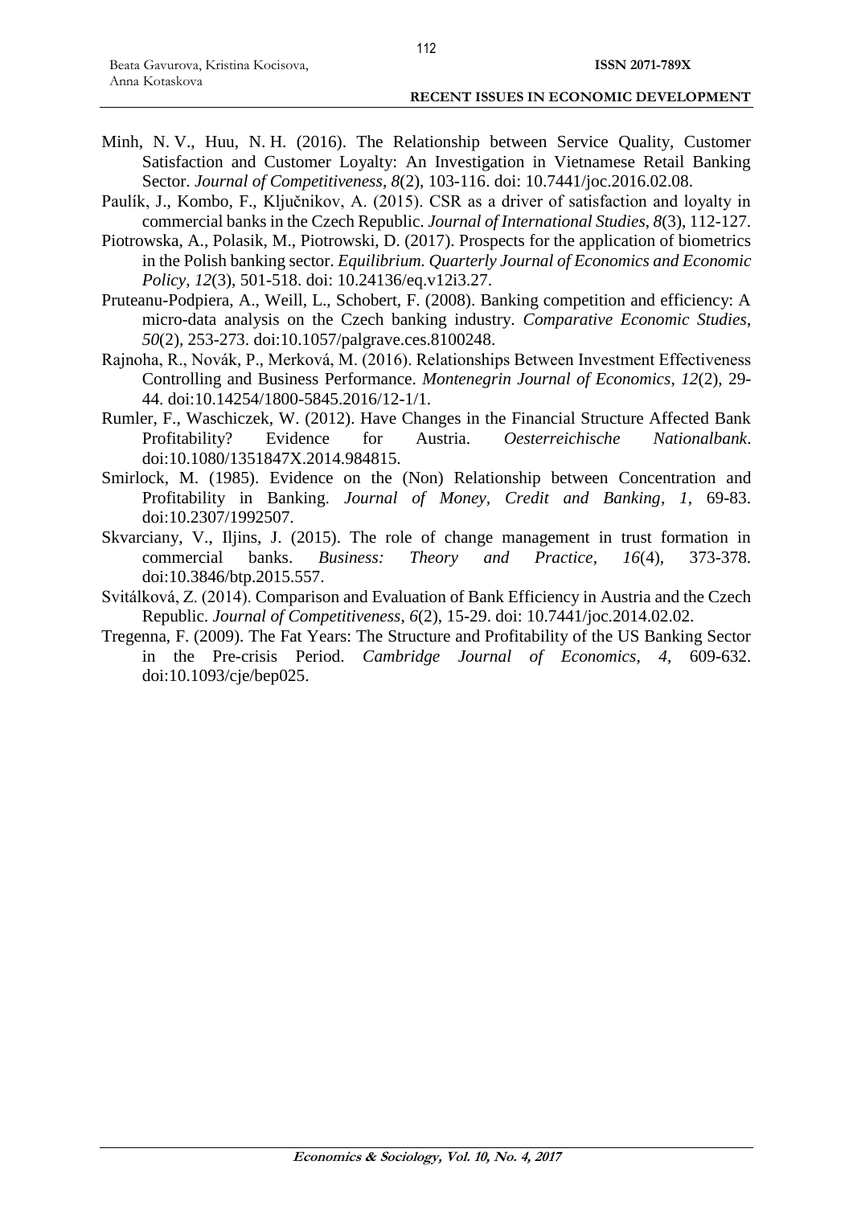Minh, N. V., Huu, N. H. (2016). The Relationship between Service Quality, Customer Satisfaction and Customer Loyalty: An Investigation in Vietnamese Retail Banking Sector. *Journal of Competitiveness*, *8*(2), 103-116. doi: 10.7441/joc.2016.02.08.

Paulík, J., Kombo, F., Ključnikov, A. (2015). CSR as a driver of satisfaction and loyalty in commercial banks in the Czech Republic. *Journal of International Studies*, *8*(3), 112-127.

Piotrowska, A., Polasik, M., Piotrowski, D. (2017). Prospects for the application of biometrics in the Polish banking sector. *Equilibrium. Quarterly Journal of Economics and Economic Policy*, *12*(3), 501-518. doi: 10.24136/eq.v12i3.27.

Pruteanu-Podpiera, A., Weill, L., Schobert, F. (2008). Banking competition and efficiency: A micro-data analysis on the Czech banking industry. *Comparative Economic Studies*, *50*(2), 253-273. doi:10.1057/palgrave.ces.8100248.

Rajnoha, R., Novák, P., Merková, M. (2016). Relationships Between Investment Effectiveness Controlling and Business Performance. *Montenegrin Journal of Economics*, *12*(2), 29-44. doi:10.14254/1800-5845.2016/12-1/1.

Rumler, F., Waschiczek, W. (2012). Have Changes in the Financial Structure Affected Bank Profitability? Evidence for Austria. *Oesterreichische Nationalbank*. doi:10.1080/1351847X.2014.984815.

Smirlock, M. (1985). Evidence on the (Non) Relationship between Concentration and Profitability in Banking. *Journal of Money, Credit and Banking*, *1*, 69-83. doi:10.2307/1992507.

Skvarciany, V., Iljins, J. (2015). The role of change management in trust formation in commercial banks. *Business: Theory and Practice*, *16*(4), 373-378. doi:10.3846/btp.2015.557.

Svitálková, Z. (2014). Comparison and Evaluation of Bank Efficiency in Austria and the Czech Republic. *Journal of Competitiveness*, *6*(2), 15-29. doi: 10.7441/joc.2014.02.02.

Tregenna, F. (2009). The Fat Years: The Structure and Profitability of the US Banking Sector in the Pre-crisis Period. *Cambridge Journal of Economics*, *4*, 609-632. doi:10.1093/cje/bep025.